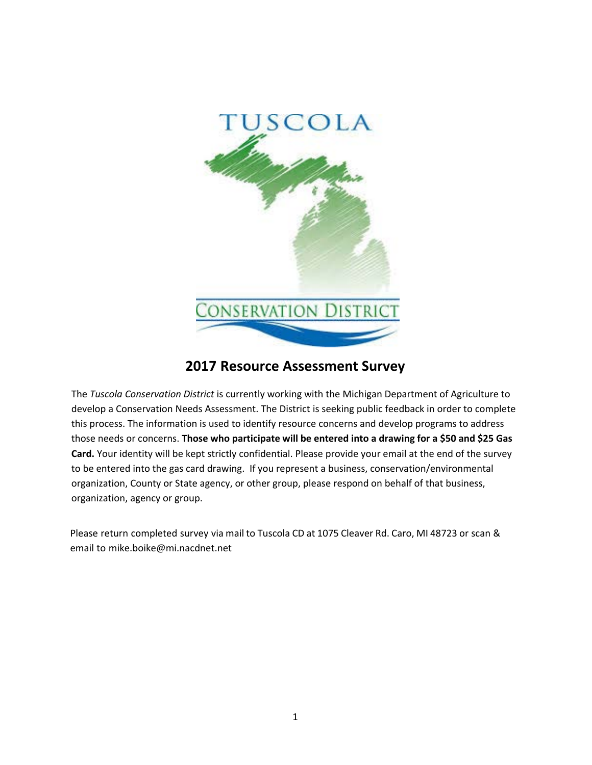TUSCOLA

CONSERVATION DISTRICT

## 2017 Resource Assessment Survey

The *Tuscola Conservation District* is currently working with the Michigan Department of Agriculture to develop a Conservation Needs Assessment. The District is seeking public feedback in order to complete this process. The information is used to identify resource concerns and develop programs to address those needs or concerns. **Those who participate will be entered into a drawing for a $50 and $25 Gas Card.** Your identity will be kept strictly confidential. Please provide your email at the end of the survey to be entered into the gas card drawing. If you represent a business, conservation/environmental organization, County or State agency, or other group, please respond on behalf of that business, organization, agency or group.

Please return completed survey via mail to Tuscola CD at 1075 Cleaver Rd. Caro, MI 48723 or scan & email to mike.boike@mi.nacdnet.net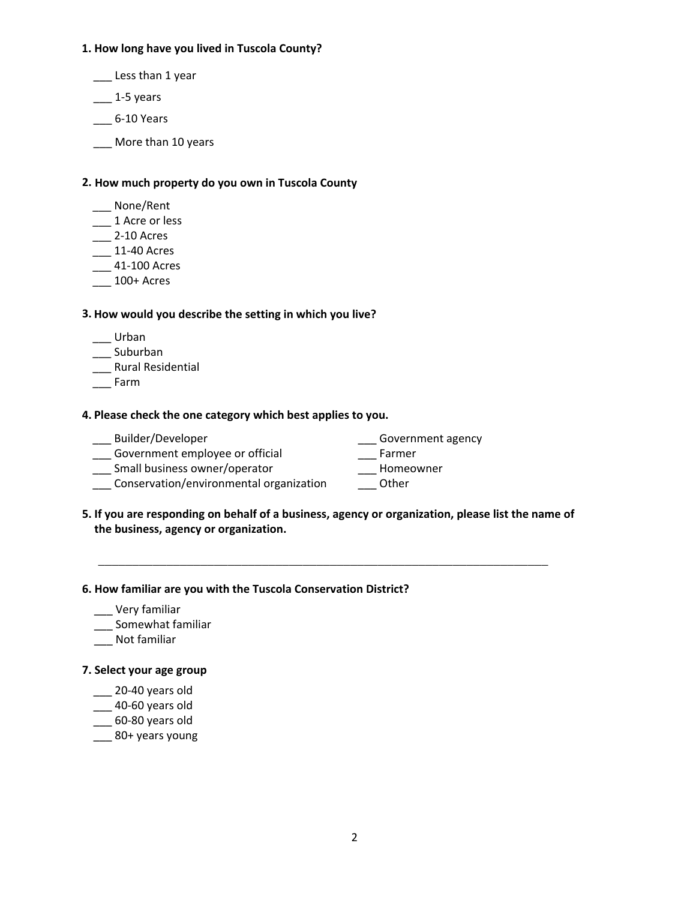**1. How long have you lived in Tuscola County?**

___ Less than 1 year

___ 1-5 years

___ 6-10 Years

___ More than 10 years

**2. How much property do you own in Tuscola County**

___ None/Rent
___ 1 Acre or less
___ 2-10 Acres
___ 11-40 Acres
___ 41-100 Acres
___ 100+ Acres

**3. How would you describe the setting in which you live?**

___ Urban
___ Suburban
___ Rural Residential
___ Farm

**4. Please check the one category which best applies to you.**

___ Builder/Developer
___ Government employee or official
___ Small business owner/operator
___ Conservation/environmental organization
___ Government agency
___ Farmer
___ Homeowner
___ Other

**5. If you are responding on behalf of a business, agency or organization, please list the name of the business, agency or organization.**

___________________________________________________________________________

**6. How familiar are you with the Tuscola Conservation District?**

___ Very familiar
___ Somewhat familiar
___ Not familiar

**7. Select your age group**

___ 20-40 years old
___ 40-60 years old
___ 60-80 years old
___ 80+ years young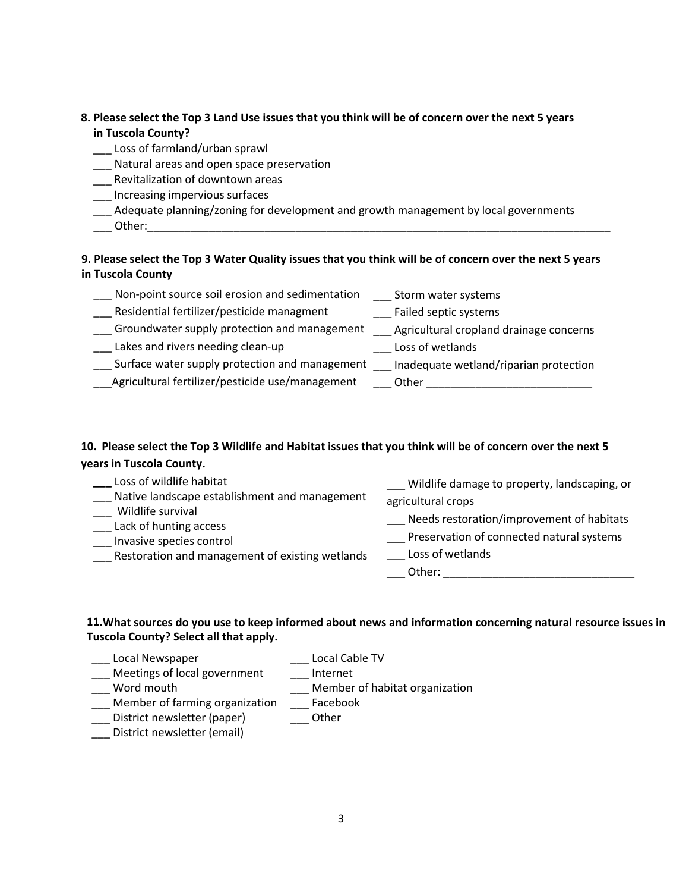**8. Please select the Top 3 Land Use issues that you think will be of concern over the next 5 years in Tuscola County?**

___ Loss of farmland/urban sprawl
___ Natural areas and open space preservation
___ Revitalization of downtown areas
___ Increasing impervious surfaces
___ Adequate planning/zoning for development and growth management by local governments
___ Other:_______________________________________________________________________________

**9. Please select the Top 3 Water Quality issues that you think will be of concern over the next 5 years in Tuscola County**

___ Non-point source soil erosion and sedimentation
___ Residential fertilizer/pesticide managment
___ Groundwater supply protection and management
___ Lakes and rivers needing clean-up
___ Surface water supply protection and management
___Agricultural fertilizer/pesticide use/management
___ Storm water systems
___ Failed septic systems
___ Agricultural cropland drainage concerns
___ Loss of wetlands
___ Inadequate wetland/riparian protection
___ Other ___________________________

**10. Please select the Top 3 Wildlife and Habitat issues that you think will be of concern over the next 5 years in Tuscola County.**

___ Loss of wildlife habitat
___ Native landscape establishment and management
___ Wildlife survival
___ Lack of hunting access
___ Invasive species control
___ Restoration and management of existing wetlands
___ Wildlife damage to property, landscaping, or agricultural crops
___ Needs restoration/improvement of habitats
___ Preservation of connected natural systems
___ Loss of wetlands
___ Other: ________________________________

**11.What sources do you use to keep informed about news and information concerning natural resource issues in Tuscola County? Select all that apply.**

___ Local Newspaper
___ Meetings of local government
___ Word mouth
___ Member of farming organization
___ District newsletter (paper)
___ District newsletter (email)
___ Local Cable TV
___ Internet
___ Member of habitat organization
___ Facebook
___ Other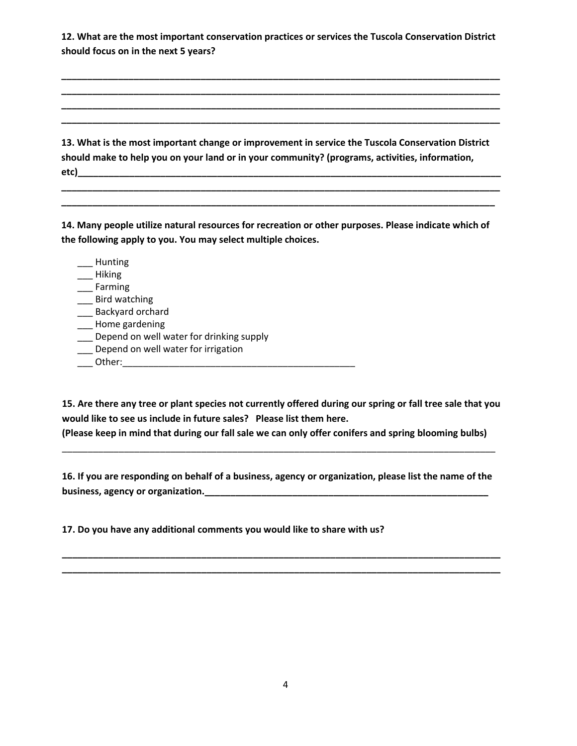**12. What are the most important conservation practices or services the Tuscola Conservation District should focus on in the next 5 years?**

\_\_\_\_\_\_\_\_\_\_\_\_\_\_\_\_\_\_\_\_\_\_\_\_\_\_\_\_\_\_\_\_\_\_\_\_\_\_\_\_\_\_\_\_\_\_\_\_\_\_\_\_\_\_\_\_\_\_\_\_\_\_\_\_\_\_\_\_\_\_\_\_\_\_\_\_\_\_\_\_\_\_\_\_\_\_\_\_
\_\_\_\_\_\_\_\_\_\_\_\_\_\_\_\_\_\_\_\_\_\_\_\_\_\_\_\_\_\_\_\_\_\_\_\_\_\_\_\_\_\_\_\_\_\_\_\_\_\_\_\_\_\_\_\_\_\_\_\_\_\_\_\_\_\_\_\_\_\_\_\_\_\_\_\_\_\_\_\_\_\_\_\_\_\_\_\_
\_\_\_\_\_\_\_\_\_\_\_\_\_\_\_\_\_\_\_\_\_\_\_\_\_\_\_\_\_\_\_\_\_\_\_\_\_\_\_\_\_\_\_\_\_\_\_\_\_\_\_\_\_\_\_\_\_\_\_\_\_\_\_\_\_\_\_\_\_\_\_\_\_\_\_\_\_\_\_\_\_\_\_\_\_\_\_\_
\_\_\_\_\_\_\_\_\_\_\_\_\_\_\_\_\_\_\_\_\_\_\_\_\_\_\_\_\_\_\_\_\_\_\_\_\_\_\_\_\_\_\_\_\_\_\_\_\_\_\_\_\_\_\_\_\_\_\_\_\_\_\_\_\_\_\_\_\_\_\_\_\_\_\_\_\_\_\_\_\_\_\_\_\_\_\_\_

**13. What is the most important change or improvement in service the Tuscola Conservation District should make to help you on your land or in your community? (programs, activities, information, etc)**\_\_\_\_\_\_\_\_\_\_\_\_\_\_\_\_\_\_\_\_\_\_\_\_\_\_\_\_\_\_\_\_\_\_\_\_\_\_\_\_\_\_\_\_\_\_\_\_\_\_\_\_\_\_\_\_\_\_\_\_\_\_\_\_\_\_\_\_\_\_\_\_\_\_\_\_\_\_
\_\_\_\_\_\_\_\_\_\_\_\_\_\_\_\_\_\_\_\_\_\_\_\_\_\_\_\_\_\_\_\_\_\_\_\_\_\_\_\_\_\_\_\_\_\_\_\_\_\_\_\_\_\_\_\_\_\_\_\_\_\_\_\_\_\_\_\_\_\_\_\_\_\_\_\_\_\_\_\_\_\_\_\_\_\_\_\_
\_\_\_\_\_\_\_\_\_\_\_\_\_\_\_\_\_\_\_\_\_\_\_\_\_\_\_\_\_\_\_\_\_\_\_\_\_\_\_\_\_\_\_\_\_\_\_\_\_\_\_\_\_\_\_\_\_\_\_\_\_\_\_\_\_\_\_\_\_\_\_\_\_\_\_\_\_\_\_\_\_\_\_\_\_\_\_

**14. Many people utilize natural resources for recreation or other purposes. Please indicate which of the following apply to you. You may select multiple choices.**

\_\_\_ Hunting
\_\_\_ Hiking
\_\_\_ Farming
\_\_\_ Bird watching
\_\_\_ Backyard orchard
\_\_\_ Home gardening
\_\_\_ Depend on well water for drinking supply
\_\_\_ Depend on well water for irrigation
\_\_\_ Other:\_\_\_\_\_\_\_\_\_\_\_\_\_\_\_\_\_\_\_\_\_\_\_\_\_\_\_\_\_\_\_\_\_\_\_\_\_\_\_\_\_\_\_\_\_

**15. Are there any tree or plant species not currently offered during our spring or fall tree sale that you would like to see us include in future sales? Please list them here.**
**(Please keep in mind that during our fall sale we can only offer conifers and spring blooming bulbs)**

\_\_\_\_\_\_\_\_\_\_\_\_\_\_\_\_\_\_\_\_\_\_\_\_\_\_\_\_\_\_\_\_\_\_\_\_\_\_\_\_\_\_\_\_\_\_\_\_\_\_\_\_\_\_\_\_\_\_\_\_\_\_\_\_\_\_\_\_\_\_\_\_\_\_\_\_\_\_\_\_\_\_\_\_\_\_\_

**16. If you are responding on behalf of a business, agency or organization, please list the name of the business, agency or organization.**\_\_\_\_\_\_\_\_\_\_\_\_\_\_\_\_\_\_\_\_\_\_\_\_\_\_\_\_\_\_\_\_\_\_\_\_\_\_\_\_\_\_\_\_\_\_\_\_\_\_\_\_\_\_\_\_\_\_

**17. Do you have any additional comments you would like to share with us?**

\_\_\_\_\_\_\_\_\_\_\_\_\_\_\_\_\_\_\_\_\_\_\_\_\_\_\_\_\_\_\_\_\_\_\_\_\_\_\_\_\_\_\_\_\_\_\_\_\_\_\_\_\_\_\_\_\_\_\_\_\_\_\_\_\_\_\_\_\_\_\_\_\_\_\_\_\_\_\_\_\_\_\_\_\_\_\_\_
\_\_\_\_\_\_\_\_\_\_\_\_\_\_\_\_\_\_\_\_\_\_\_\_\_\_\_\_\_\_\_\_\_\_\_\_\_\_\_\_\_\_\_\_\_\_\_\_\_\_\_\_\_\_\_\_\_\_\_\_\_\_\_\_\_\_\_\_\_\_\_\_\_\_\_\_\_\_\_\_\_\_\_\_\_\_\_\_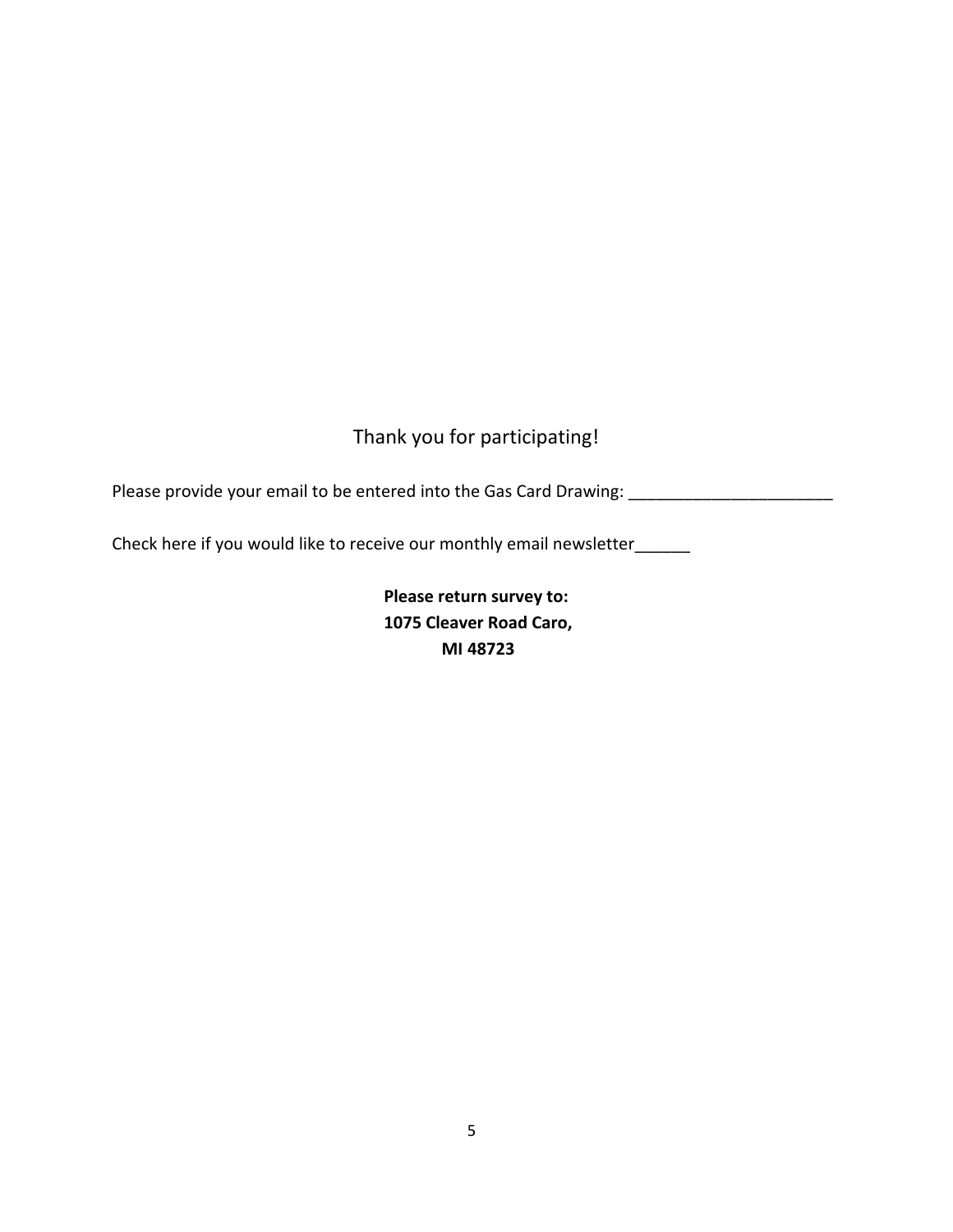Thank you for participating!

Please provide your email to be entered into the Gas Card Drawing: ______________________

Check here if you would like to receive our monthly email newsletter______

**Please return survey to:**
**1075 Cleaver Road Caro,**
**MI 48723**